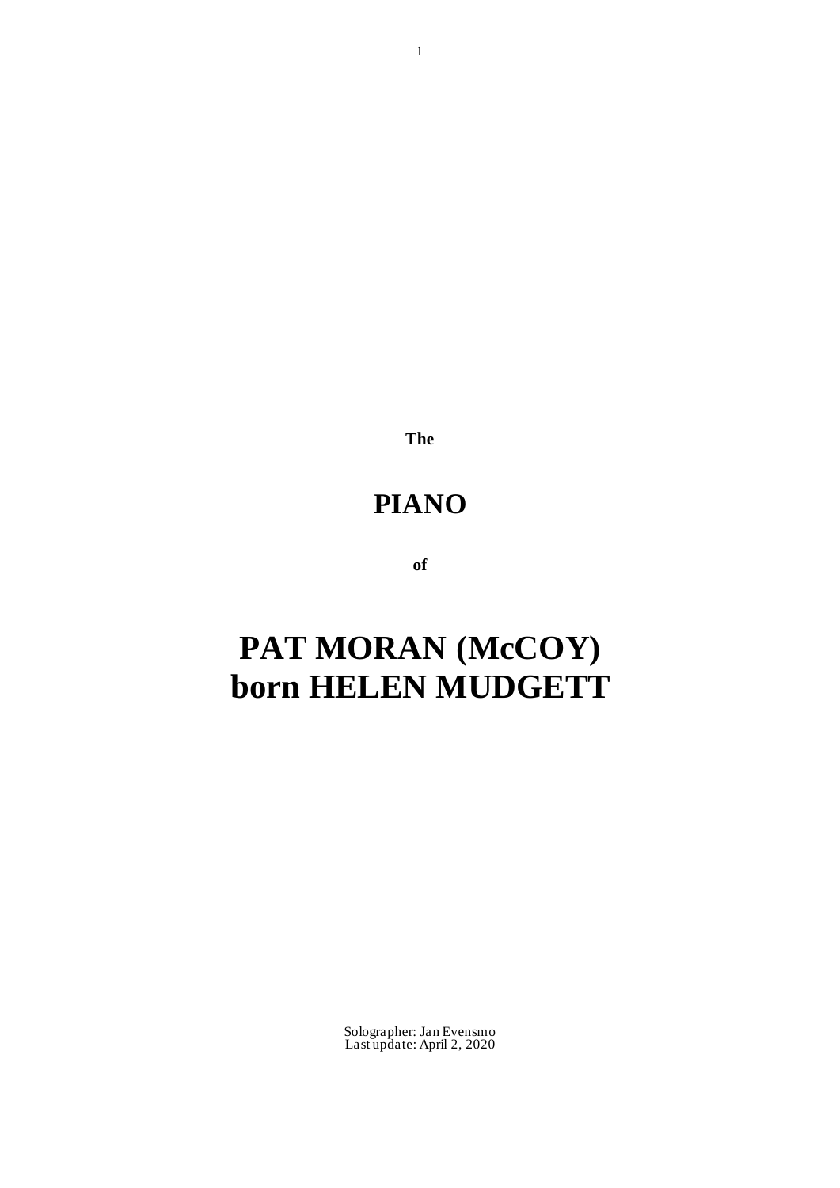**The**

# PIANO

**of**

# PAT MORAN (McCOY)
# born HELEN MUDGETT

Solographer: Jan Evensmo
Last update: April 2, 2020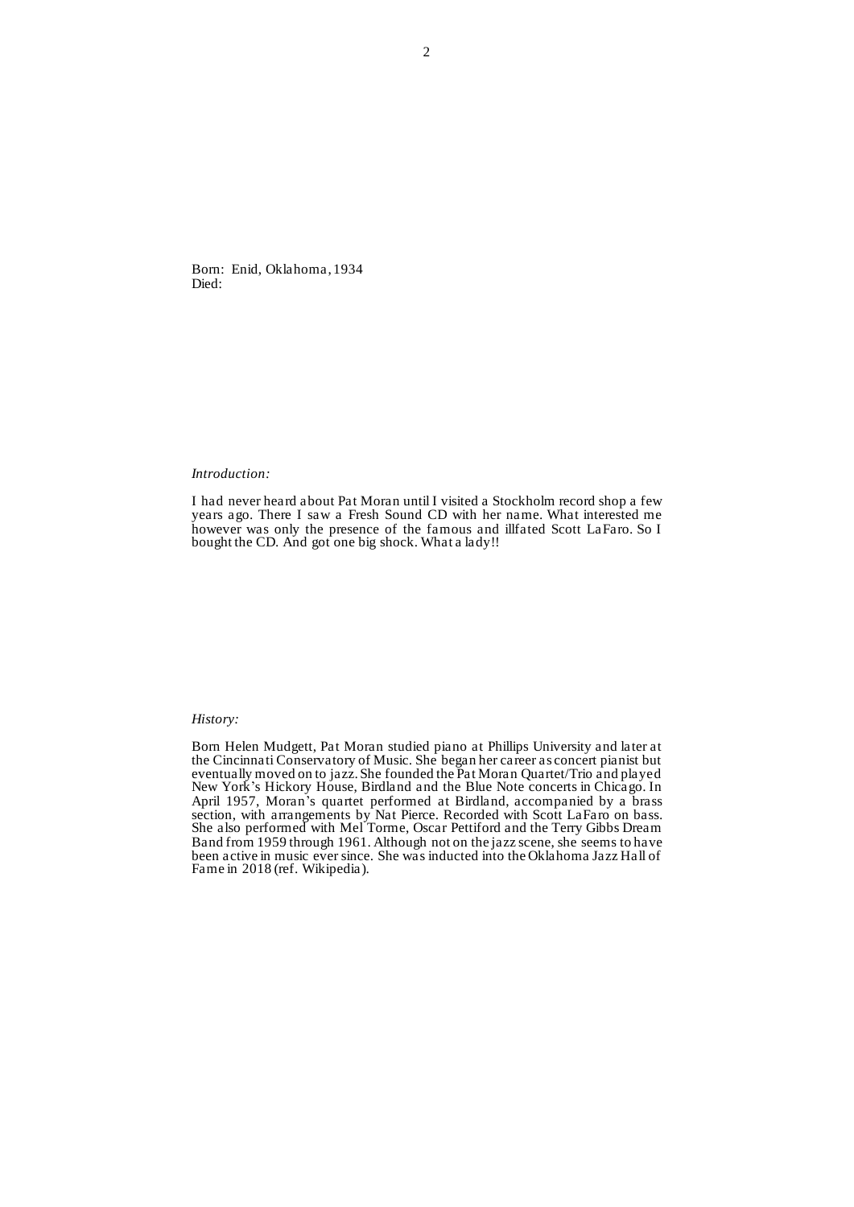Born: Enid, Oklahoma, 1934
Died:

*Introduction:*

I had never heard about Pat Moran until I visited a Stockholm record shop a few years ago. There I saw a Fresh Sound CD with her name. What interested me however was only the presence of the famous and illfated Scott LaFaro. So I bought the CD. And got one big shock. What a lady!!

*History:*

Born Helen Mudgett, Pat Moran studied piano at Phillips University and later at the Cincinnati Conservatory of Music. She began her career as concert pianist but eventually moved on to jazz. She founded the Pat Moran Quartet/Trio and played New York's Hickory House, Birdland and the Blue Note concerts in Chicago. In April 1957, Moran's quartet performed at Birdland, accompanied by a brass section, with arrangements by Nat Pierce. Recorded with Scott LaFaro on bass. She also performed with Mel Torme, Oscar Pettiford and the Terry Gibbs Dream Band from 1959 through 1961. Although not on the jazz scene, she seems to have been active in music ever since. She was inducted into the Oklahoma Jazz Hall of Fame in 2018 (ref. Wikipedia).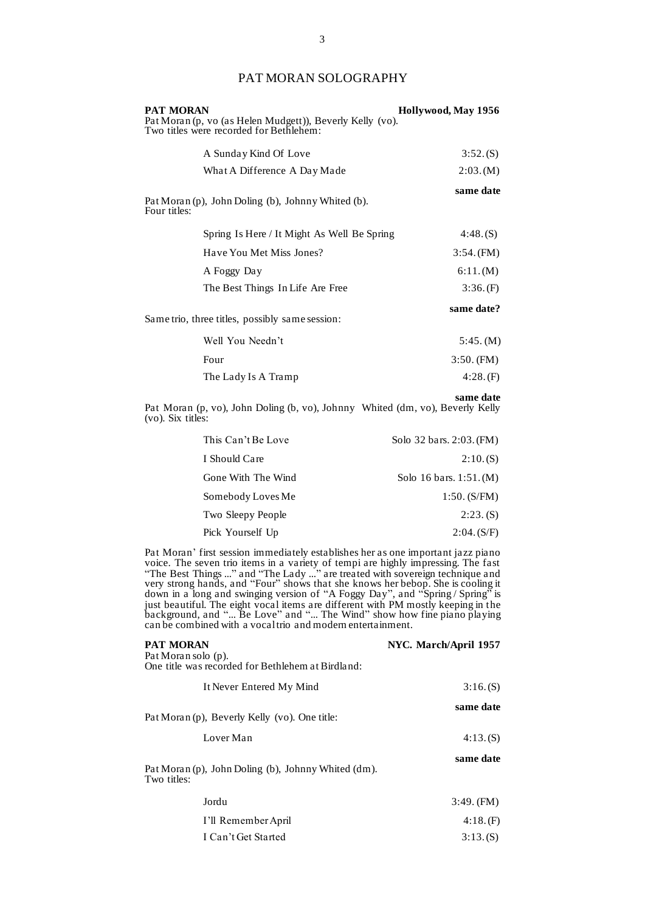# PAT MORAN SOLOGRAPHY

**PAT MORAN** **Hollywood, May 1956**

Pat Moran (p, vo (as Helen Mudgett)), Beverly Kelly (vo).
Two titles were recorded for Bethlehem:

| | |
|---|---|
| A Sunday Kind Of Love | 3:52. (S) |
| What A Difference A Day Made | 2:03. (M) |

**same date**

Pat Moran (p), John Doling (b), Johnny Whited (b).
Four titles:

| | |
|---|---|
| Spring Is Here / It Might As Well Be Spring | 4:48. (S) |
| Have You Met Miss Jones? | 3:54. (FM) |
| A Foggy Day | 6:11. (M) |
| The Best Things In Life Are Free | 3:36. (F) |

**same date?**

Same trio, three titles, possibly same session:

| | |
|---|---|
| Well You Needn't | 5:45. (M) |
| Four | 3:50. (FM) |
| The Lady Is A Tramp | 4:28. (F) |

**same date**

Pat Moran (p, vo), John Doling (b, vo), Johnny Whited (dm, vo), Beverly Kelly (vo). Six titles:

| | |
|---|---|
| This Can't Be Love | Solo 32 bars. 2:03. (FM) |
| I Should Care | 2:10. (S) |
| Gone With The Wind | Solo 16 bars. 1:51. (M) |
| Somebody Loves Me | 1:50. (S/FM) |
| Two Sleepy People | 2:23. (S) |
| Pick Yourself Up | 2:04. (S/F) |

Pat Moran' first session immediately establishes her as one important jazz piano voice. The seven trio items in a variety of tempi are highly impressing. The fast "The Best Things ..." and "The Lady ..." are treated with sovereign technique and very strong hands, and "Four" shows that she knows her bebop. She is cooling it down in a long and swinging version of "A Foggy Day", and "Spring / Spring" is just beautiful. The eight vocal items are different with PM mostly keeping in the background, and "... Be Love" and "... The Wind" show how fine piano playing can be combined with a vocal trio and modern entertainment.

**PAT MORAN** **NYC. March/April 1957**

Pat Moran solo (p).
One title was recorded for Bethlehem at Birdland:

| | |
|---|---|
| It Never Entered My Mind | 3:16. (S) |

**same date**

Pat Moran (p), Beverly Kelly (vo). One title:

| | |
|---|---|
| Lover Man | 4:13. (S) |

**same date**

Pat Moran (p), John Doling (b), Johnny Whited (dm).
Two titles:

| | |
|---|---|
| Jordu | 3:49. (FM) |
| I'll Remember April | 4:18. (F) |
| I Can't Get Started | 3:13. (S) |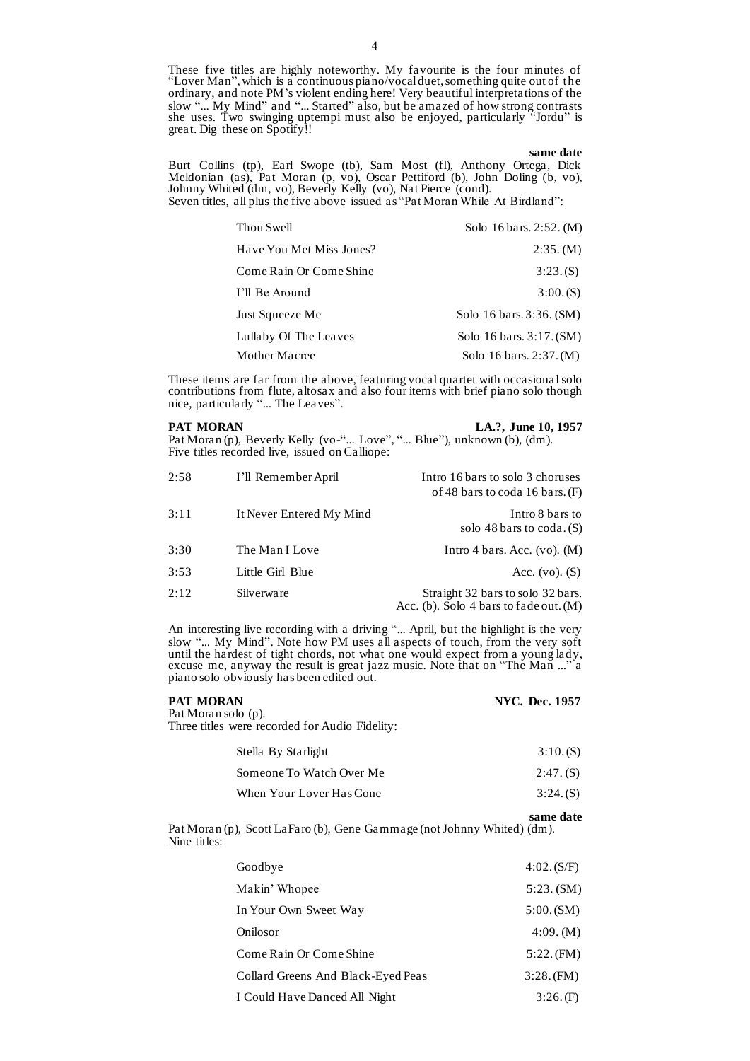These five titles are highly noteworthy. My favourite is the four minutes of "Lover Man", which is a continuous piano/vocal duet, something quite out of the ordinary, and note PM's violent ending here! Very beautiful interpretations of the slow "... My Mind" and "... Started" also, but be amazed of how strong contrasts she uses. Two swinging uptempi must also be enjoyed, particularly "Jordu" is great. Dig these on Spotify!!

**same date**

Burt Collins (tp), Earl Swope (tb), Sam Most (fl), Anthony Ortega, Dick Meldonian (as), Pat Moran (p, vo), Oscar Pettiford (b), John Doling (b, vo), Johnny Whited (dm, vo), Beverly Kelly (vo), Nat Pierce (cond).
Seven titles, all plus the five above issued as "Pat Moran While At Birdland":

| | |
|---|---|
| Thou Swell | Solo 16 bars. 2:52. (M) |
| Have You Met Miss Jones? | 2:35. (M) |
| Come Rain Or Come Shine | 3:23. (S) |
| I'll Be Around | 3:00. (S) |
| Just Squeeze Me | Solo 16 bars. 3:36. (SM) |
| Lullaby Of The Leaves | Solo 16 bars. 3:17. (SM) |
| Mother Macree | Solo 16 bars. 2:37. (M) |

These items are far from the above, featuring vocal quartet with occasional solo contributions from flute, altosax and also four items with brief piano solo though nice, particularly "... The Leaves".

**PAT MORAN** **LA.?, June 10, 1957**

Pat Moran (p), Beverly Kelly (vo-"... Love", "... Blue"), unknown (b), (dm).
Five titles recorded live, issued on Calliope:

| | | |
|---|---|---|
| 2:58 | I'll Remember April | Intro 16 bars to solo 3 choruses of 48 bars to coda 16 bars. (F) |
| 3:11 | It Never Entered My Mind | Intro 8 bars to solo 48 bars to coda. (S) |
| 3:30 | The Man I Love | Intro 4 bars. Acc. (vo). (M) |
| 3:53 | Little Girl Blue | Acc. (vo). (S) |
| 2:12 | Silverware | Straight 32 bars to solo 32 bars. Acc. (b). Solo 4 bars to fade out. (M) |

An interesting live recording with a driving "... April, but the highlight is the very slow "... My Mind". Note how PM uses all aspects of touch, from the very soft until the hardest of tight chords, not what one would expect from a young lady, excuse me, anyway the result is great jazz music. Note that on "The Man ..." a piano solo obviously has been edited out.

**PAT MORAN** **NYC. Dec. 1957**

Pat Moran solo (p).
Three titles were recorded for Audio Fidelity:

| | |
|---|---|
| Stella By Starlight | 3:10. (S) |
| Someone To Watch Over Me | 2:47. (S) |
| When Your Lover Has Gone | 3:24. (S) |

**same date**

Pat Moran (p), Scott LaFaro (b), Gene Gammage (not Johnny Whited) (dm).
Nine titles:

| | |
|---|---|
| Goodbye | 4:02. (S/F) |
| Makin' Whopee | 5:23. (SM) |
| In Your Own Sweet Way | 5:00. (SM) |
| Onilosor | 4:09. (M) |
| Come Rain Or Come Shine | 5:22. (FM) |
| Collard Greens And Black-Eyed Peas | 3:28. (FM) |
| I Could Have Danced All Night | 3:26. (F) |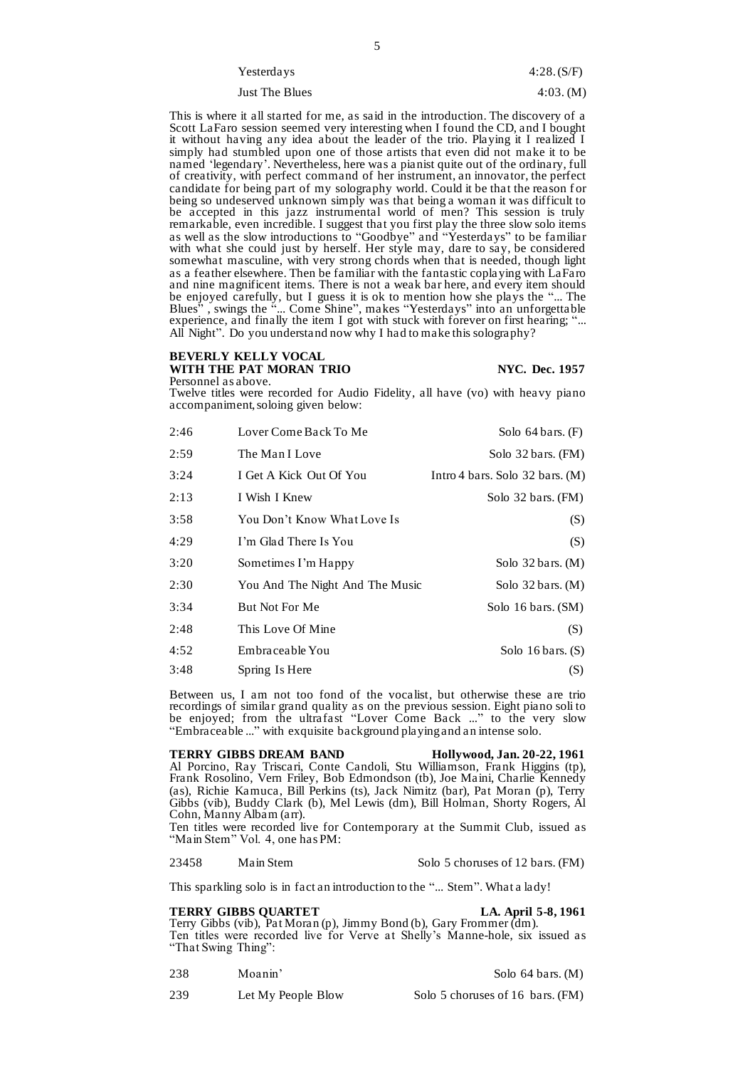| | |
|---|---|
| Yesterdays | 4:28. (S/F) |
| Just The Blues | 4:03. (M) |

This is where it all started for me, as said in the introduction. The discovery of a Scott LaFaro session seemed very interesting when I found the CD, and I bought it without having any idea about the leader of the trio. Playing it I realized I simply had stumbled upon one of those artists that even did not make it to be named 'legendary'. Nevertheless, here was a pianist quite out of the ordinary, full of creativity, with perfect command of her instrument, an innovator, the perfect candidate for being part of my solography world. Could it be that the reason for being so undeserved unknown simply was that being a woman it was difficult to be accepted in this jazz instrumental world of men? This session is truly remarkable, even incredible. I suggest that you first play the three slow solo items as well as the slow introductions to "Goodbye" and "Yesterdays" to be familiar with what she could just by herself. Her style may, dare to say, be considered somewhat masculine, with very strong chords when that is needed, though light as a feather elsewhere. Then be familiar with the fantastic coplaying with LaFaro and nine magnificent items. There is not a weak bar here, and every item should be enjoyed carefully, but I guess it is ok to mention how she plays the "... The Blues", swings the "... Come Shine", makes "Yesterdays" into an unforgettable experience, and finally the item I got with stuck with forever on first hearing; "... All Night". Do you understand now why I had to make this solography?

**BEVERLY KELLY VOCAL WITH THE PAT MORAN TRIO** — **NYC. Dec. 1957**

Personnel as above.

Twelve titles were recorded for Audio Fidelity, all have (vo) with heavy piano accompaniment, soloing given below:

| | | |
|---|---|---|
| 2:46 | Lover Come Back To Me | Solo 64 bars. (F) |
| 2:59 | The Man I Love | Solo 32 bars. (FM) |
| 3:24 | I Get A Kick Out Of You | Intro 4 bars. Solo 32 bars. (M) |
| 2:13 | I Wish I Knew | Solo 32 bars. (FM) |
| 3:58 | You Don't Know What Love Is | (S) |
| 4:29 | I'm Glad There Is You | (S) |
| 3:20 | Sometimes I'm Happy | Solo 32 bars. (M) |
| 2:30 | You And The Night And The Music | Solo 32 bars. (M) |
| 3:34 | But Not For Me | Solo 16 bars. (SM) |
| 2:48 | This Love Of Mine | (S) |
| 4:52 | Embraceable You | Solo 16 bars. (S) |
| 3:48 | Spring Is Here | (S) |

Between us, I am not too fond of the vocalist, but otherwise these are trio recordings of similar grand quality as on the previous session. Eight piano soli to be enjoyed; from the ultrafast "Lover Come Back ..." to the very slow "Embraceable ..." with exquisite background playing and an intense solo.

**TERRY GIBBS DREAM BAND** — **Hollywood, Jan. 20-22, 1961**

Al Porcino, Ray Triscari, Conte Candoli, Stu Williamson, Frank Higgins (tp), Frank Rosolino, Vern Friley, Bob Edmondson (tb), Joe Maini, Charlie Kennedy (as), Richie Kamuca, Bill Perkins (ts), Jack Nimitz (bar), Pat Moran (p), Terry Gibbs (vib), Buddy Clark (b), Mel Lewis (dm), Bill Holman, Shorty Rogers, Al Cohn, Manny Albam (arr).

Ten titles were recorded live for Contemporary at the Summit Club, issued as "Main Stem" Vol. 4, one has PM:

| | | |
|---|---|---|
| 23458 | Main Stem | Solo 5 choruses of 12 bars. (FM) |

This sparkling solo is in fact an introduction to the "... Stem". What a lady!

**TERRY GIBBS QUARTET** — **LA. April 5-8, 1961**

Terry Gibbs (vib), Pat Moran (p), Jimmy Bond (b), Gary Frommer (dm).

Ten titles were recorded live for Verve at Shelly's Manne-hole, six issued as "That Swing Thing":

| | | |
|---|---|---|
| 238 | Moanin' | Solo 64 bars. (M) |
| 239 | Let My People Blow | Solo 5 choruses of 16 bars. (FM) |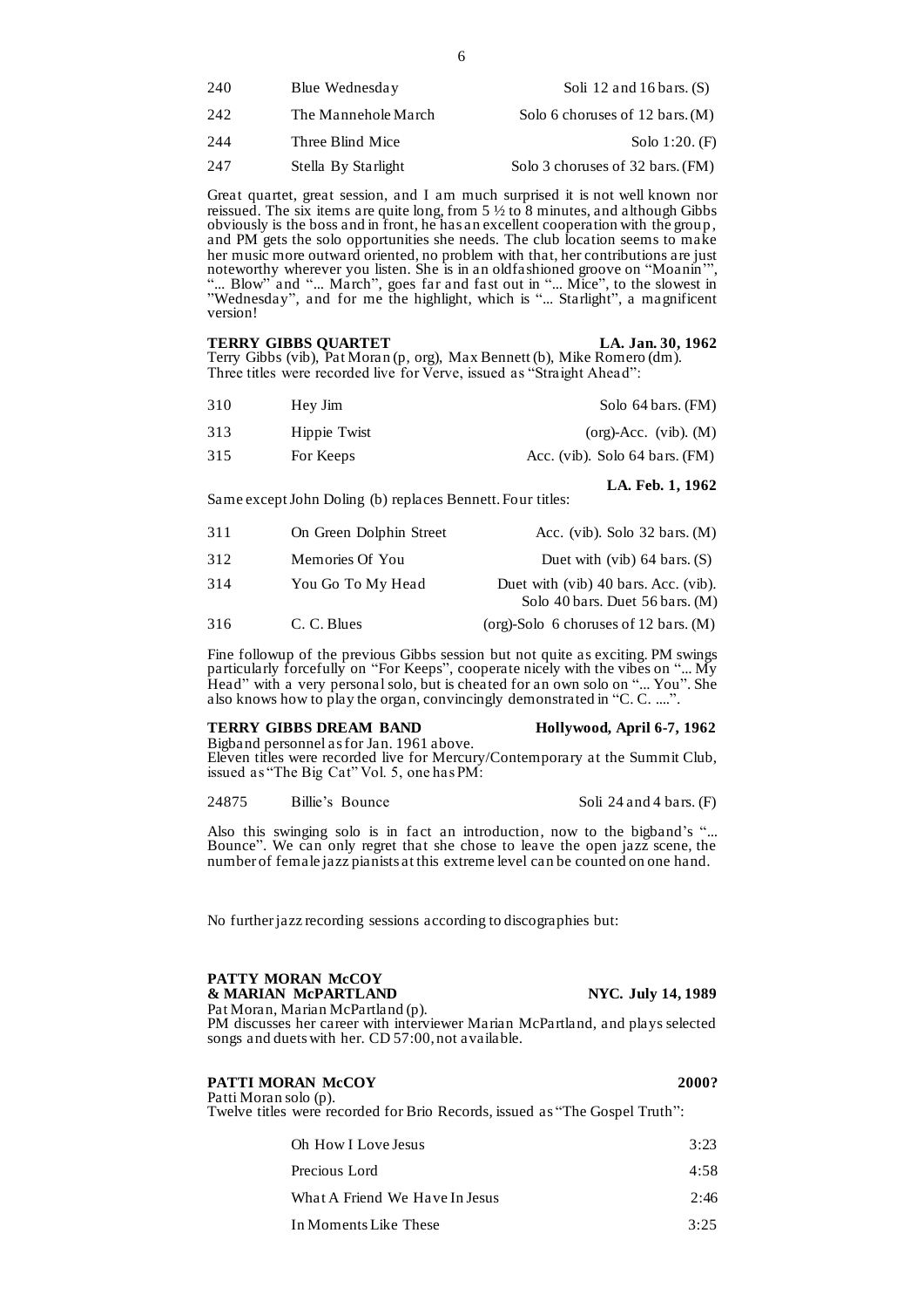| | | |
|---|---|---|
| 240 | Blue Wednesday | Soli 12 and 16 bars. (S) |
| 242 | The Mannehole March | Solo 6 choruses of 12 bars. (M) |
| 244 | Three Blind Mice | Solo 1:20. (F) |
| 247 | Stella By Starlight | Solo 3 choruses of 32 bars. (FM) |

Great quartet, great session, and I am much surprised it is not well known nor reissued. The six items are quite long, from 5 ½ to 8 minutes, and although Gibbs obviously is the boss and in front, he has an excellent cooperation with the group, and PM gets the solo opportunities she needs. The club location seems to make her music more outward oriented, no problem with that, her contributions are just noteworthy wherever you listen. She is in an oldfashioned groove on "Moanin'", "... Blow" and "... March", goes far and fast out in "... Mice", to the slowest in "Wednesday", and for me the highlight, which is "... Starlight", a magnificent version!

**TERRY GIBBS QUARTET** **LA. Jan. 30, 1962**
Terry Gibbs (vib), Pat Moran (p, org), Max Bennett (b), Mike Romero (dm).
Three titles were recorded live for Verve, issued as "Straight Ahead":

| | | |
|---|---|---|
| 310 | Hey Jim | Solo 64 bars. (FM) |
| 313 | Hippie Twist | (org)-Acc. (vib). (M) |
| 315 | For Keeps | Acc. (vib). Solo 64 bars. (FM) |

**LA. Feb. 1, 1962**
Same except John Doling (b) replaces Bennett. Four titles:

| | | |
|---|---|---|
| 311 | On Green Dolphin Street | Acc. (vib). Solo 32 bars. (M) |
| 312 | Memories Of You | Duet with (vib) 64 bars. (S) |
| 314 | You Go To My Head | Duet with (vib) 40 bars. Acc. (vib). Solo 40 bars. Duet 56 bars. (M) |
| 316 | C. C. Blues | (org)-Solo 6 choruses of 12 bars. (M) |

Fine followup of the previous Gibbs session but not quite as exciting. PM swings particularly forcefully on "For Keeps", cooperate nicely with the vibes on "... My Head" with a very personal solo, but is cheated for an own solo on "... You". She also knows how to play the organ, convincingly demonstrated in "C. C. ....".

**TERRY GIBBS DREAM BAND** **Hollywood, April 6-7, 1962**
Bigband personnel as for Jan. 1961 above.
Eleven titles were recorded live for Mercury/Contemporary at the Summit Club, issued as "The Big Cat" Vol. 5, one has PM:

| | | |
|---|---|---|
| 24875 | Billie's Bounce | Soli 24 and 4 bars. (F) |

Also this swinging solo is in fact an introduction, now to the bigband's "... Bounce". We can only regret that she chose to leave the open jazz scene, the number of female jazz pianists at this extreme level can be counted on one hand.

No further jazz recording sessions according to discographies but:

**PATTY MORAN McCOY**
**& MARIAN McPARTLAND** **NYC. July 14, 1989**
Pat Moran, Marian McPartland (p).
PM discusses her career with interviewer Marian McPartland, and plays selected songs and duets with her. CD 57:00, not available.

**PATTI MORAN McCOY** **2000?**
Patti Moran solo (p).
Twelve titles were recorded for Brio Records, issued as "The Gospel Truth":

| | |
|---|---|
| Oh How I Love Jesus | 3:23 |
| Precious Lord | 4:58 |
| What A Friend We Have In Jesus | 2:46 |
| In Moments Like These | 3:25 |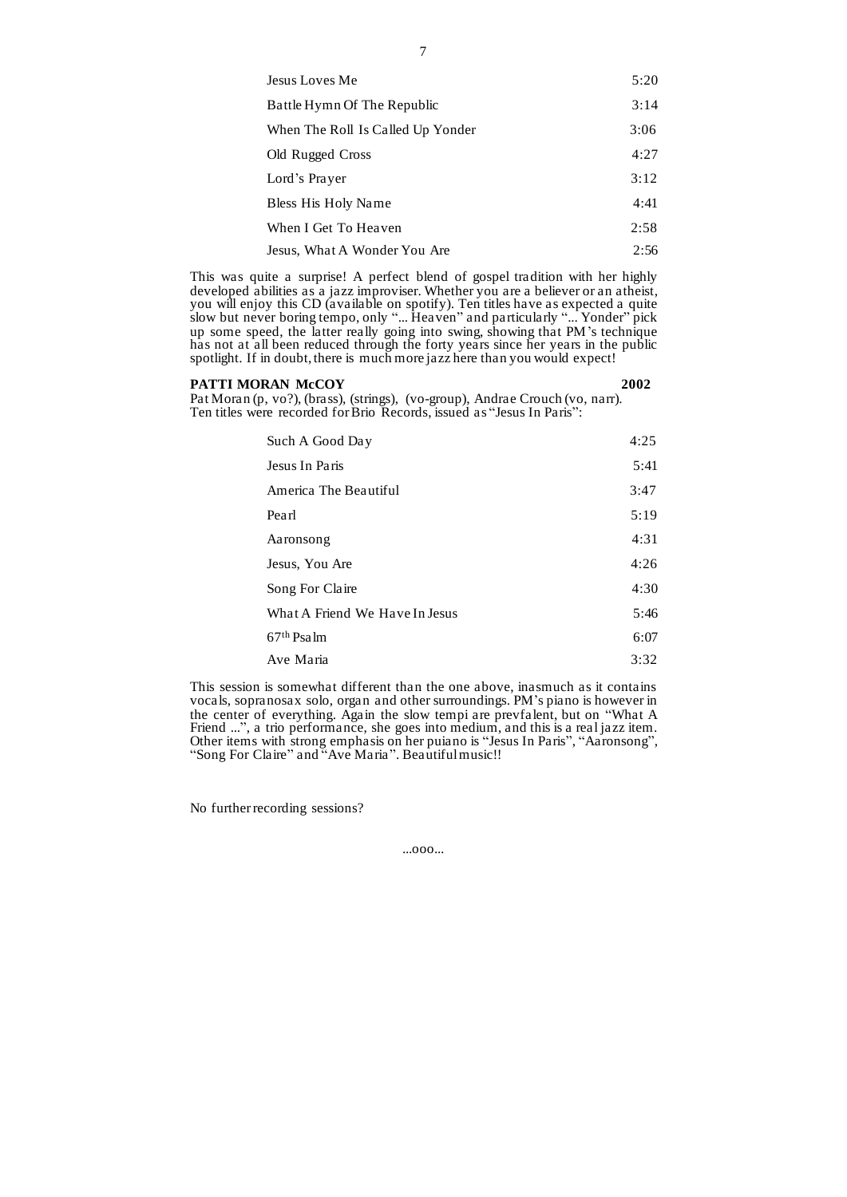| | |
|---|---|
| Jesus Loves Me | 5:20 |
| Battle Hymn Of The Republic | 3:14 |
| When The Roll Is Called Up Yonder | 3:06 |
| Old Rugged Cross | 4:27 |
| Lord's Prayer | 3:12 |
| Bless His Holy Name | 4:41 |
| When I Get To Heaven | 2:58 |
| Jesus, What A Wonder You Are | 2:56 |

This was quite a surprise! A perfect blend of gospel tradition with her highly developed abilities as a jazz improviser. Whether you are a believer or an atheist, you will enjoy this CD (available on spotify). Ten titles have as expected a quite slow but never boring tempo, only "... Heaven" and particularly "... Yonder" pick up some speed, the latter really going into swing, showing that PM's technique has not at all been reduced through the forty years since her years in the public spotlight. If in doubt, there is much more jazz here than you would expect!

**PATTI MORAN McCOY** **2002**

Pat Moran (p, vo?), (brass), (strings), (vo-group), Andrae Crouch (vo, narr).
Ten titles were recorded for Brio Records, issued as "Jesus In Paris":

| | |
|---|---|
| Such A Good Day | 4:25 |
| Jesus In Paris | 5:41 |
| America The Beautiful | 3:47 |
| Pearl | 5:19 |
| Aaronsong | 4:31 |
| Jesus, You Are | 4:26 |
| Song For Claire | 4:30 |
| What A Friend We Have In Jesus | 5:46 |
| 67th Psalm | 6:07 |
| Ave Maria | 3:32 |

This session is somewhat different than the one above, inasmuch as it contains vocals, sopranosax solo, organ and other surroundings. PM's piano is however in the center of everything. Again the slow tempi are prevfalent, but on "What A Friend ...", a trio performance, she goes into medium, and this is a real jazz item. Other items with strong emphasis on her puiano is "Jesus In Paris", "Aaronsong", "Song For Claire" and "Ave Maria". Beautiful music!!

No further recording sessions?

...ooo...